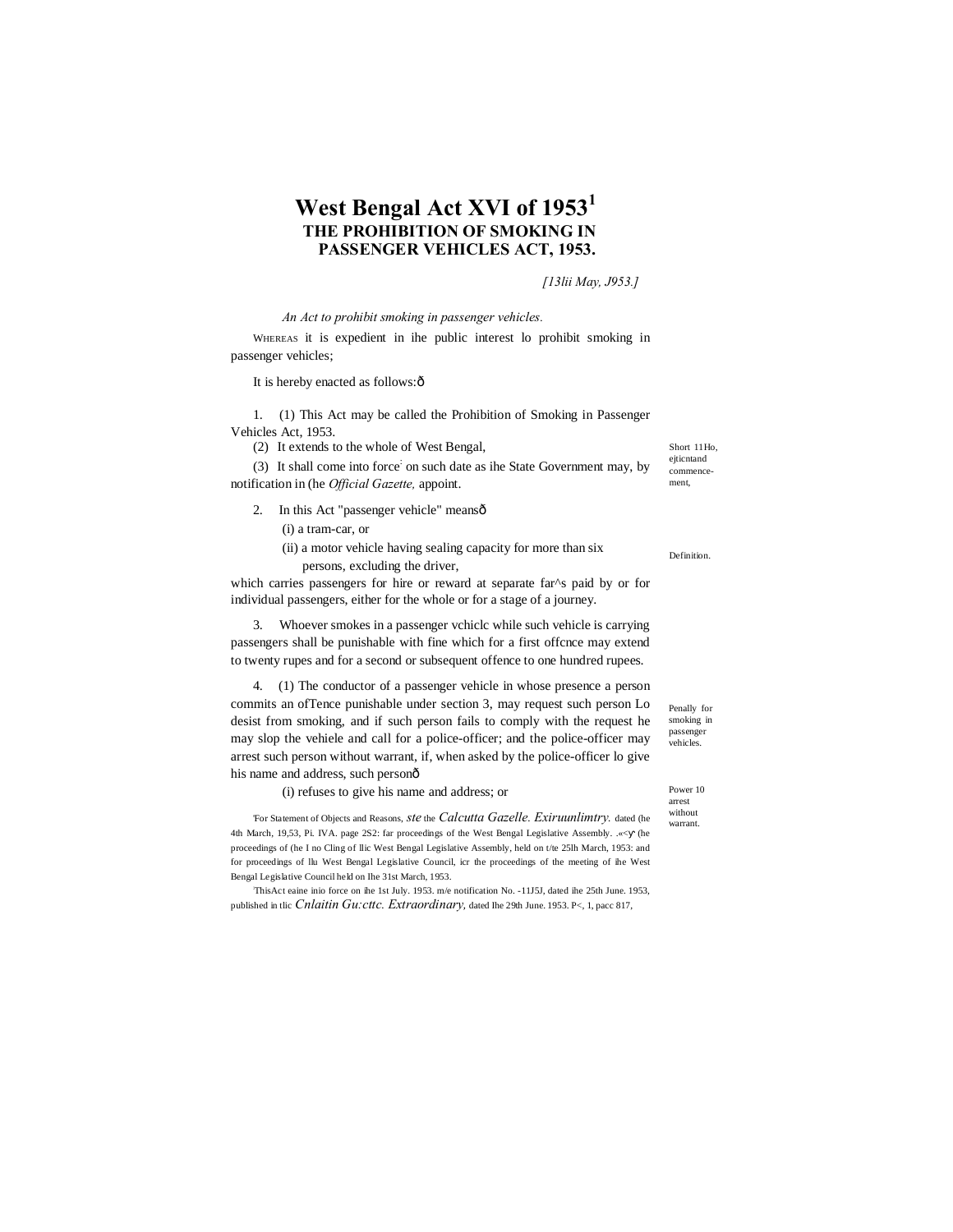# West Bengal Act XVI of 1953[1]

## THE PROHIBITION OF SMOKING IN PASSENGER VEHICLES ACT, 1953.

*[13lii May, J953.]*

*An Act to prohibit smoking in passenger vehicles.*

WHEREAS it is expedient in ihe public interest lo prohibit smoking in passenger vehicles;

It is hereby enacted as follows:ô

Short 11Ho, ejticntand commencement,

1. (1) This Act may be called the Prohibition of Smoking in Passenger Vehicles Act, 1953.

(2) It extends to the whole of West Bengal,

(3) It shall come into force[2] on such date as ihe State Government may, by notification in (he *Official Gazette,* appoint.

Definition.

2. In this Act "passenger vehicle" meansô

(i) a tram-car, or

(ii) a motor vehicle having sealing capacity for more than six persons, excluding the driver,

which carries passengers for hire or reward at separate far^s paid by or for individual passengers, either for the whole or for a stage of a journey.

Penally for smoking in passenger vehicles.

3. Whoever smokes in a passenger vchiclc while such vehicle is carrying passengers shall be punishable with fine which for a first offcnce may extend to twenty rupes and for a second or subsequent offence to one hundred rupees.

Power 10 arrest without warrant.

4. (1) The conductor of a passenger vehicle in whose presence a person commits an ofTence punishable under section 3, may request such person Lo desist from smoking, and if such person fails to comply with the request he may slop the vehiele and call for a police-officer; and the police-officer may arrest such person without warrant, if, when asked by the police-officer lo give his name and address, such personô

(i) refuses to give his name and address; or

[1]For Statement of Objects and Reasons, *ste* the *Calcutta Gazelle. Exiruunlimtry.* dated (he 4th March, 19,53, Pi. IVA. page 2S2: far proceedings of the West Bengal Legislative Assembly. .«<Ɣ (he proceedings of (he I no Cling of Ilic West Bengal Legislative Assembly, held on t/te 25lh March, 1953: and for proceedings of llu West Bengal Legislative Council, icr the proceedings of the meeting of ihe West Bengal Legislative Council held on Ihe 31st March, 1953.

[2]ThisAct eaine inio force on ihe 1st July. 1953. m/e notification No. -11J5J, dated ihe 25th June. 1953, published in tlic *Cnlaitin Gu:cttc. Extraordinary,* dated Ihe 29th June. 1953. P<, 1, pacc 817,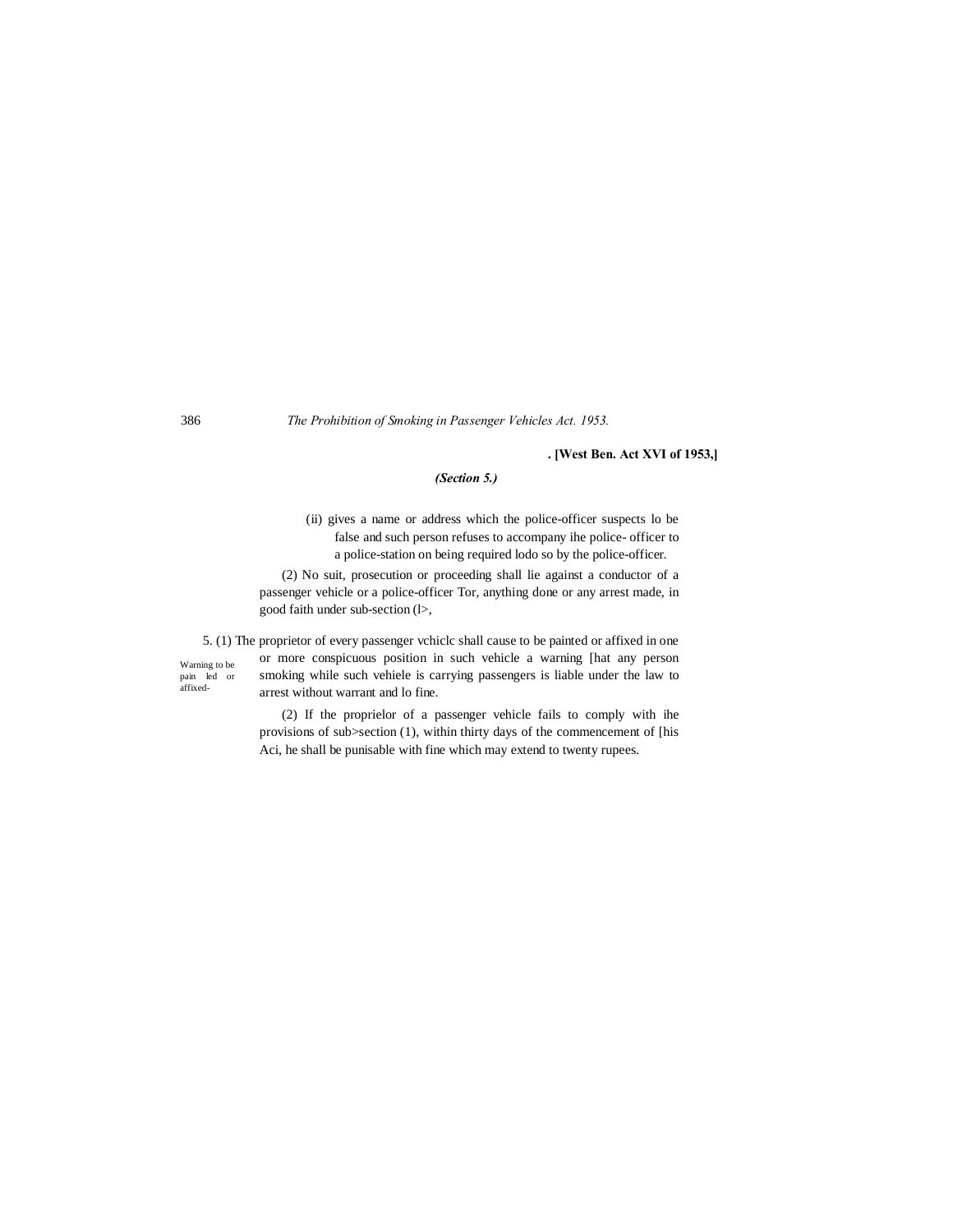. [West Ben. Act XVI of 1953,]

*(Section 5.)*

(ii) gives a name or address which the police-officer suspects lo be false and such person refuses to accompany ihe police- officer to a police-station on being required lodo so by the police-officer.

(2) No suit, prosecution or proceeding shall lie against a conductor of a passenger vehicle or a police-officer Tor, anything done or any arrest made, in good faith under sub-section (l>,

Warning to be pain led or affixed-

5. (1) The proprietor of every passenger vchiclc shall cause to be painted or affixed in one or more conspicuous position in such vehicle a warning [hat any person smoking while such vehiele is carrying passengers is liable under the law to arrest without warrant and lo fine.

(2) If the proprielor of a passenger vehicle fails to comply with ihe provisions of sub>section (1), within thirty days of the commencement of [his Aci, he shall be punisable with fine which may extend to twenty rupees.